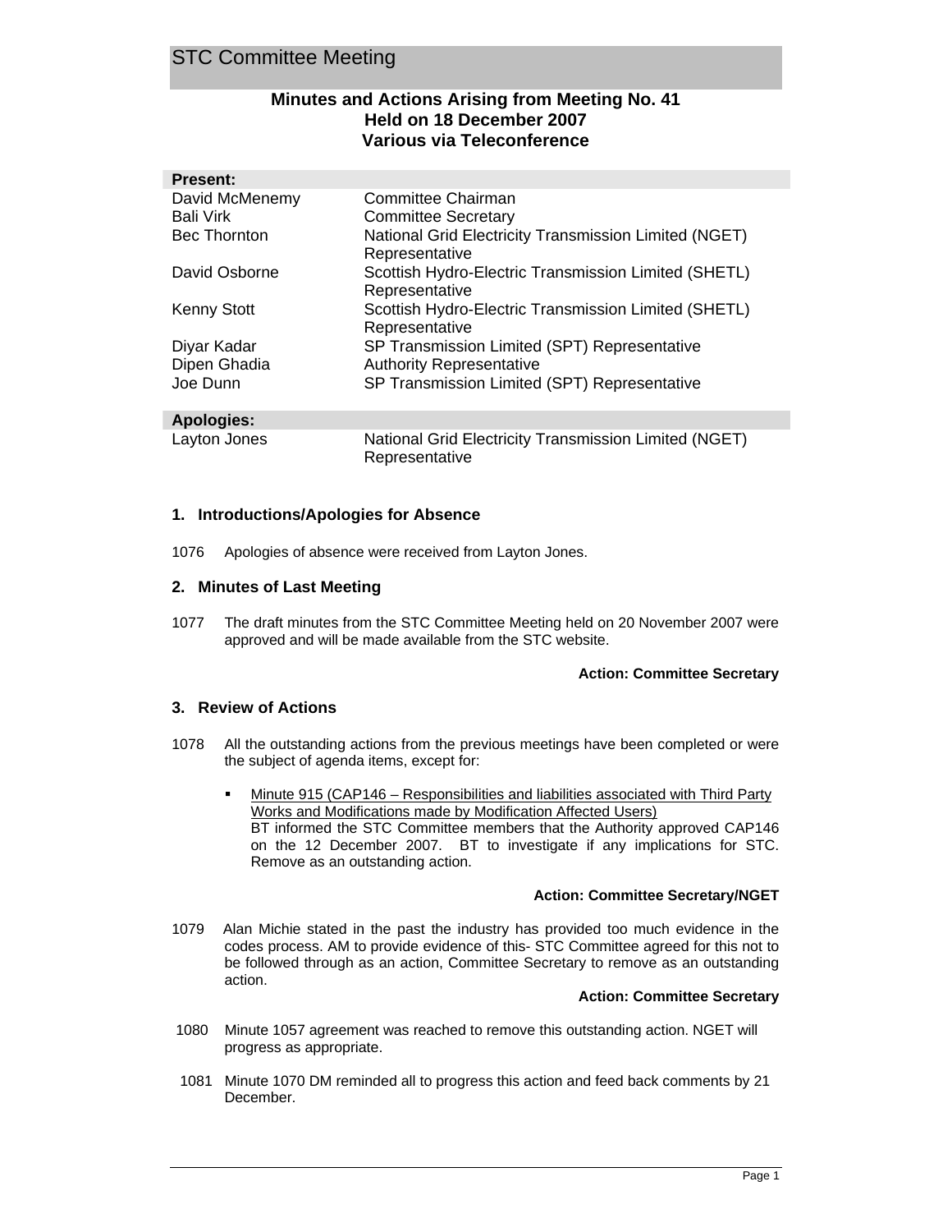# STC Committee Meeting

## Minutes and Actions Arising from Meeting No. 41
## Held on 18 December 2007
## Various via Teleconference

**Present:**

| | |
|---|---|
| David McMenemy | Committee Chairman |
| Bali Virk | Committee Secretary |
| Bec Thornton | National Grid Electricity Transmission Limited (NGET) Representative |
| David Osborne | Scottish Hydro-Electric Transmission Limited (SHETL) Representative |
| Kenny Stott | Scottish Hydro-Electric Transmission Limited (SHETL) Representative |
| Diyar Kadar | SP Transmission Limited (SPT) Representative |
| Dipen Ghadia | Authority Representative |
| Joe Dunn | SP Transmission Limited (SPT) Representative |

**Apologies:**

| | |
|---|---|
| Layton Jones | National Grid Electricity Transmission Limited (NGET) Representative |

### 1. Introductions/Apologies for Absence

1076 Apologies of absence were received from Layton Jones.

### 2. Minutes of Last Meeting

1077 The draft minutes from the STC Committee Meeting held on 20 November 2007 were approved and will be made available from the STC website.

**Action: Committee Secretary**

### 3. Review of Actions

1078 All the outstanding actions from the previous meetings have been completed or were the subject of agenda items, except for:

- Minute 915 (CAP146 – Responsibilities and liabilities associated with Third Party Works and Modifications made by Modification Affected Users)
  BT informed the STC Committee members that the Authority approved CAP146 on the 12 December 2007. BT to investigate if any implications for STC. Remove as an outstanding action.

**Action: Committee Secretary/NGET**

1079 Alan Michie stated in the past the industry has provided too much evidence in the codes process. AM to provide evidence of this- STC Committee agreed for this not to be followed through as an action, Committee Secretary to remove as an outstanding action.

**Action: Committee Secretary**

1080 Minute 1057 agreement was reached to remove this outstanding action. NGET will progress as appropriate.

1081 Minute 1070 DM reminded all to progress this action and feed back comments by 21 December.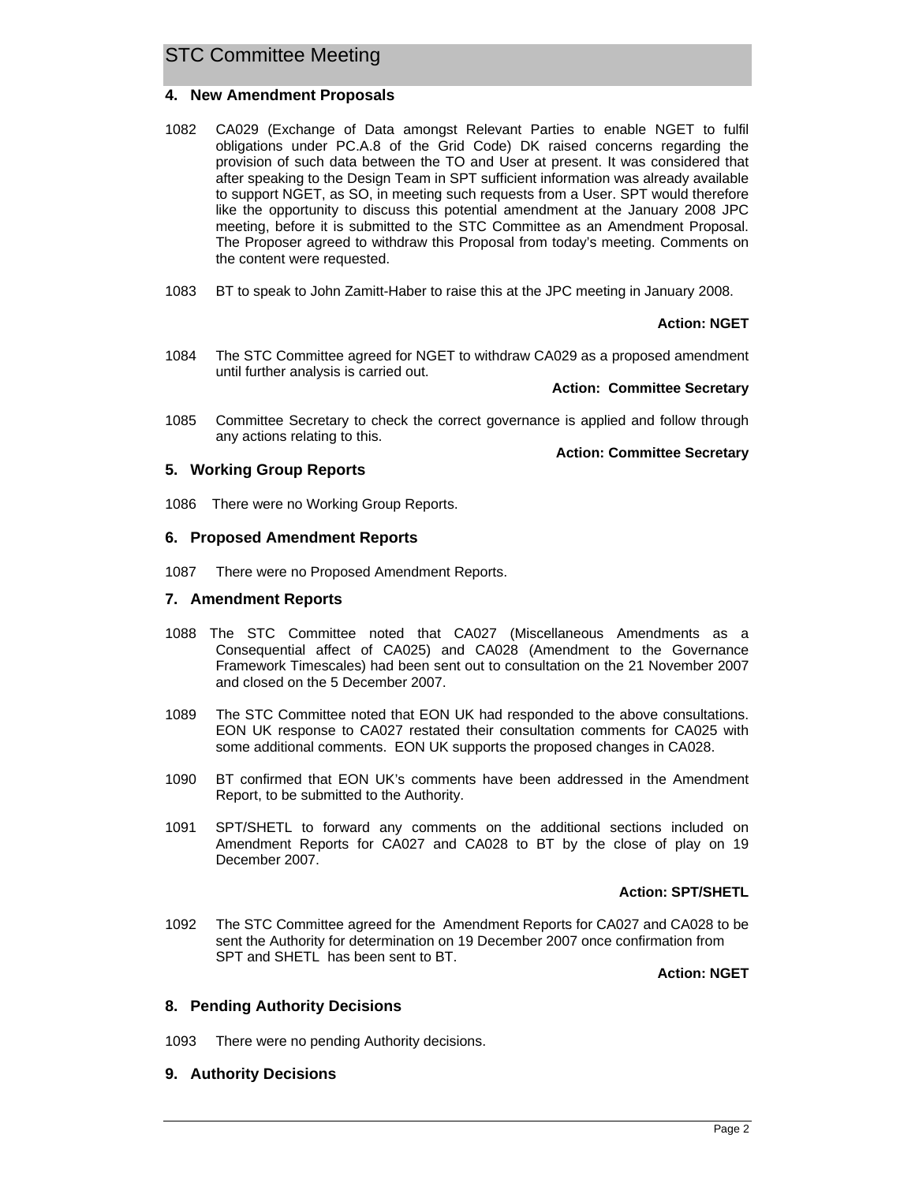## 4. New Amendment Proposals

1082 CA029 (Exchange of Data amongst Relevant Parties to enable NGET to fulfil obligations under PC.A.8 of the Grid Code) DK raised concerns regarding the provision of such data between the TO and User at present. It was considered that after speaking to the Design Team in SPT sufficient information was already available to support NGET, as SO, in meeting such requests from a User. SPT would therefore like the opportunity to discuss this potential amendment at the January 2008 JPC meeting, before it is submitted to the STC Committee as an Amendment Proposal. The Proposer agreed to withdraw this Proposal from today's meeting. Comments on the content were requested.

1083 BT to speak to John Zamitt-Haber to raise this at the JPC meeting in January 2008.

**Action: NGET**

1084 The STC Committee agreed for NGET to withdraw CA029 as a proposed amendment until further analysis is carried out.

**Action: Committee Secretary**

1085 Committee Secretary to check the correct governance is applied and follow through any actions relating to this.

**Action: Committee Secretary**

## 5. Working Group Reports

1086 There were no Working Group Reports.

## 6. Proposed Amendment Reports

1087 There were no Proposed Amendment Reports.

## 7. Amendment Reports

1088 The STC Committee noted that CA027 (Miscellaneous Amendments as a Consequential affect of CA025) and CA028 (Amendment to the Governance Framework Timescales) had been sent out to consultation on the 21 November 2007 and closed on the 5 December 2007.

1089 The STC Committee noted that EON UK had responded to the above consultations. EON UK response to CA027 restated their consultation comments for CA025 with some additional comments. EON UK supports the proposed changes in CA028.

1090 BT confirmed that EON UK's comments have been addressed in the Amendment Report, to be submitted to the Authority.

1091 SPT/SHETL to forward any comments on the additional sections included on Amendment Reports for CA027 and CA028 to BT by the close of play on 19 December 2007.

**Action: SPT/SHETL**

1092 The STC Committee agreed for the Amendment Reports for CA027 and CA028 to be sent the Authority for determination on 19 December 2007 once confirmation from SPT and SHETL has been sent to BT.

**Action: NGET**

## 8. Pending Authority Decisions

1093 There were no pending Authority decisions.

## 9. Authority Decisions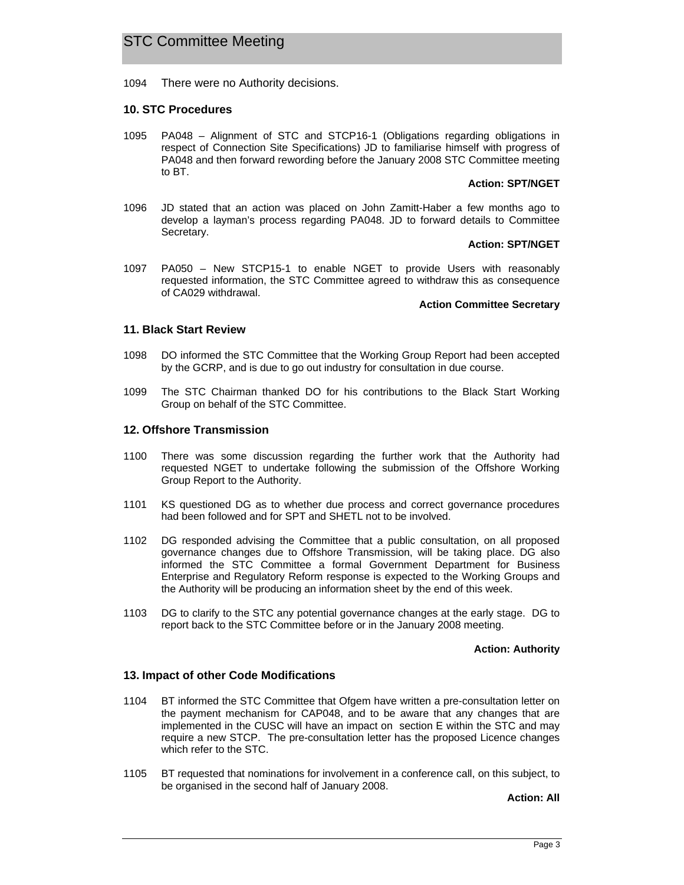1094 There were no Authority decisions.

## 10. STC Procedures

1095 PA048 – Alignment of STC and STCP16-1 (Obligations regarding obligations in respect of Connection Site Specifications) JD to familiarise himself with progress of PA048 and then forward rewording before the January 2008 STC Committee meeting to BT.

**Action: SPT/NGET**

1096 JD stated that an action was placed on John Zamitt-Haber a few months ago to develop a layman's process regarding PA048. JD to forward details to Committee Secretary.

**Action: SPT/NGET**

1097 PA050 – New STCP15-1 to enable NGET to provide Users with reasonably requested information, the STC Committee agreed to withdraw this as consequence of CA029 withdrawal.

**Action Committee Secretary**

## 11. Black Start Review

1098 DO informed the STC Committee that the Working Group Report had been accepted by the GCRP, and is due to go out industry for consultation in due course.

1099 The STC Chairman thanked DO for his contributions to the Black Start Working Group on behalf of the STC Committee.

## 12. Offshore Transmission

1100 There was some discussion regarding the further work that the Authority had requested NGET to undertake following the submission of the Offshore Working Group Report to the Authority.

1101 KS questioned DG as to whether due process and correct governance procedures had been followed and for SPT and SHETL not to be involved.

1102 DG responded advising the Committee that a public consultation, on all proposed governance changes due to Offshore Transmission, will be taking place. DG also informed the STC Committee a formal Government Department for Business Enterprise and Regulatory Reform response is expected to the Working Groups and the Authority will be producing an information sheet by the end of this week.

1103 DG to clarify to the STC any potential governance changes at the early stage. DG to report back to the STC Committee before or in the January 2008 meeting.

**Action: Authority**

## 13. Impact of other Code Modifications

1104 BT informed the STC Committee that Ofgem have written a pre-consultation letter on the payment mechanism for CAP048, and to be aware that any changes that are implemented in the CUSC will have an impact on section E within the STC and may require a new STCP. The pre-consultation letter has the proposed Licence changes which refer to the STC.

1105 BT requested that nominations for involvement in a conference call, on this subject, to be organised in the second half of January 2008.

**Action: All**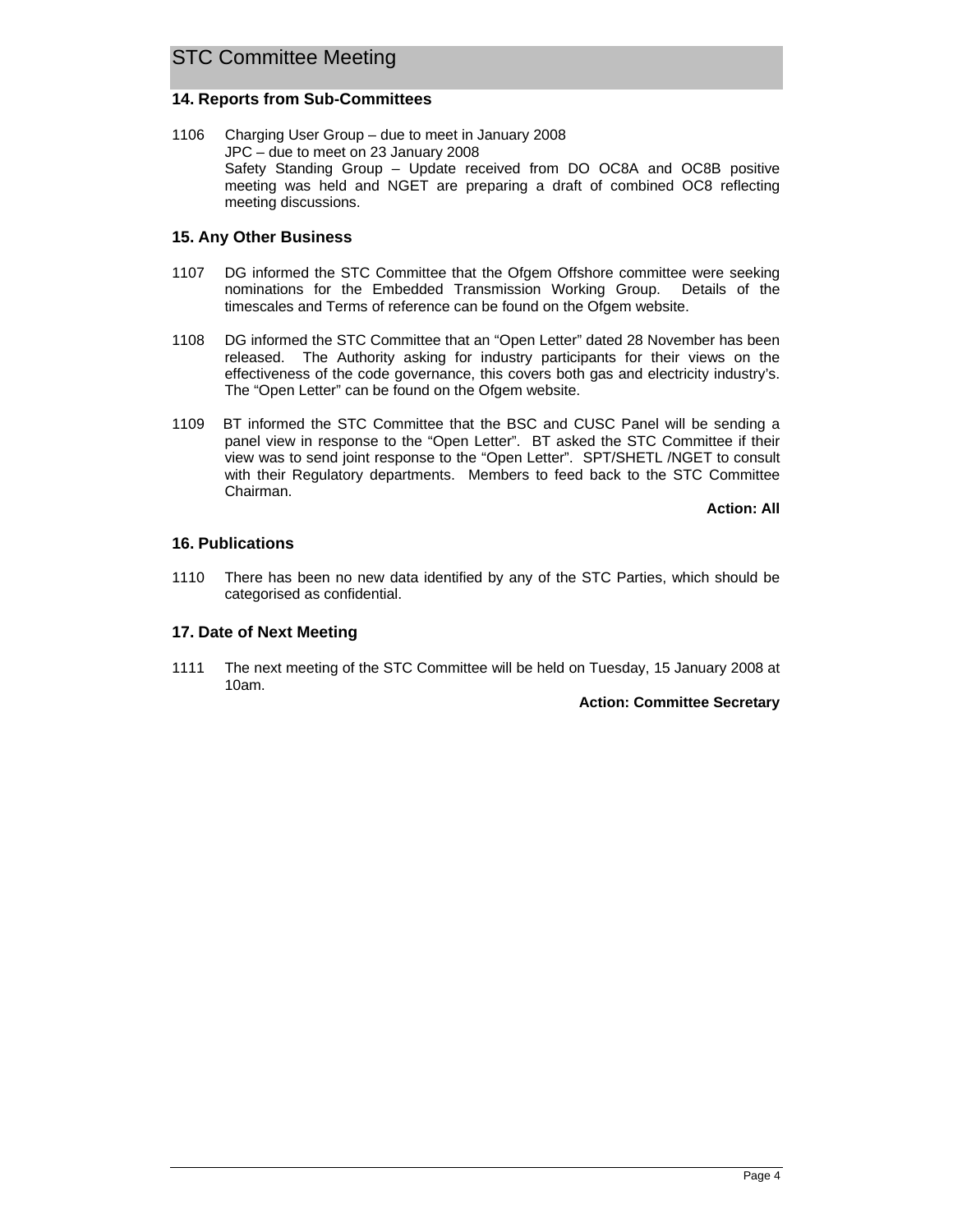## 14. Reports from Sub-Committees

1106 Charging User Group – due to meet in January 2008
JPC – due to meet on 23 January 2008
Safety Standing Group – Update received from DO OC8A and OC8B positive meeting was held and NGET are preparing a draft of combined OC8 reflecting meeting discussions.

## 15. Any Other Business

1107 DG informed the STC Committee that the Ofgem Offshore committee were seeking nominations for the Embedded Transmission Working Group. Details of the timescales and Terms of reference can be found on the Ofgem website.

1108 DG informed the STC Committee that an "Open Letter" dated 28 November has been released. The Authority asking for industry participants for their views on the effectiveness of the code governance, this covers both gas and electricity industry's. The "Open Letter" can be found on the Ofgem website.

1109 BT informed the STC Committee that the BSC and CUSC Panel will be sending a panel view in response to the "Open Letter". BT asked the STC Committee if their view was to send joint response to the "Open Letter". SPT/SHETL /NGET to consult with their Regulatory departments. Members to feed back to the STC Committee Chairman.

**Action: All**

## 16. Publications

1110 There has been no new data identified by any of the STC Parties, which should be categorised as confidential.

## 17. Date of Next Meeting

1111 The next meeting of the STC Committee will be held on Tuesday, 15 January 2008 at 10am.

**Action: Committee Secretary**